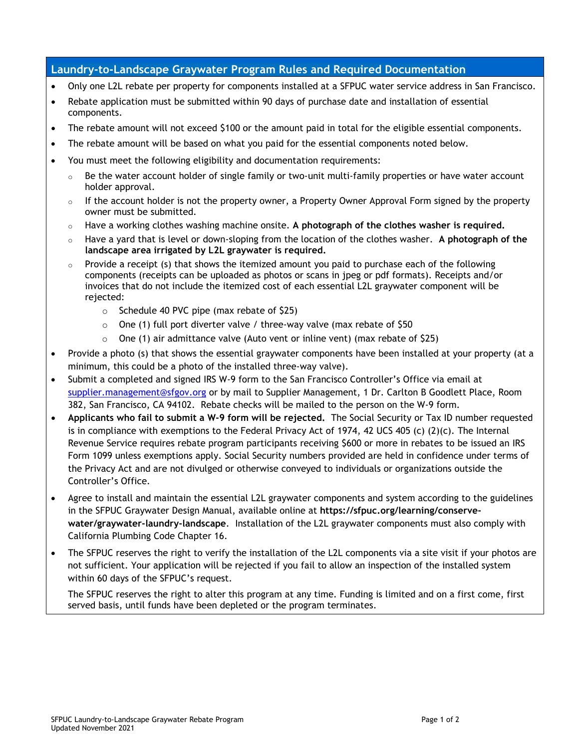## Laundry-to-Landscape Graywater Program Rules and Required Documentation

- Only one L2L rebate per property for components installed at a SFPUC water service address in San Francisco.
- Rebate application must be submitted within 90 days of purchase date and installation of essential components.
- The rebate amount will not exceed $100 or the amount paid in total for the eligible essential components.
- The rebate amount will be based on what you paid for the essential components noted below.
- You must meet the following eligibility and documentation requirements:
  - Be the water account holder of single family or two-unit multi-family properties or have water account holder approval.
  - If the account holder is not the property owner, a Property Owner Approval Form signed by the property owner must be submitted.
  - Have a working clothes washing machine onsite. **A photograph of the clothes washer is required.**
  - Have a yard that is level or down-sloping from the location of the clothes washer. **A photograph of the landscape area irrigated by L2L graywater is required.**
  - Provide a receipt (s) that shows the itemized amount you paid to purchase each of the following components (receipts can be uploaded as photos or scans in jpeg or pdf formats). Receipts and/or invoices that do not include the itemized cost of each essential L2L graywater component will be rejected:
    - Schedule 40 PVC pipe (max rebate of $25)
    - One (1) full port diverter valve / three-way valve (max rebate of $50
    - One (1) air admittance valve (Auto vent or inline vent) (max rebate of $25)
- Provide a photo (s) that shows the essential graywater components have been installed at your property (at a minimum, this could be a photo of the installed three-way valve).
- Submit a completed and signed IRS W-9 form to the San Francisco Controller's Office via email at [supplier.management@sfgov.org](mailto:supplier.management@sfgov.org) or by mail to Supplier Management, 1 Dr. Carlton B Goodlett Place, Room 382, San Francisco, CA 94102. Rebate checks will be mailed to the person on the W-9 form.
- **Applicants who fail to submit a W-9 form will be rejected.** The Social Security or Tax ID number requested is in compliance with exemptions to the Federal Privacy Act of 1974, 42 UCS 405 (c) (2)(c). The Internal Revenue Service requires rebate program participants receiving $600 or more in rebates to be issued an IRS Form 1099 unless exemptions apply. Social Security numbers provided are held in confidence under terms of the Privacy Act and are not divulged or otherwise conveyed to individuals or organizations outside the Controller's Office.
- Agree to install and maintain the essential L2L graywater components and system according to the guidelines in the SFPUC Graywater Design Manual, available online at **https://sfpuc.org/learning/conserve-water/graywater-laundry-landscape**. Installation of the L2L graywater components must also comply with California Plumbing Code Chapter 16.
- The SFPUC reserves the right to verify the installation of the L2L components via a site visit if your photos are not sufficient. Your application will be rejected if you fail to allow an inspection of the installed system within 60 days of the SFPUC's request.

  The SFPUC reserves the right to alter this program at any time. Funding is limited and on a first come, first served basis, until funds have been depleted or the program terminates.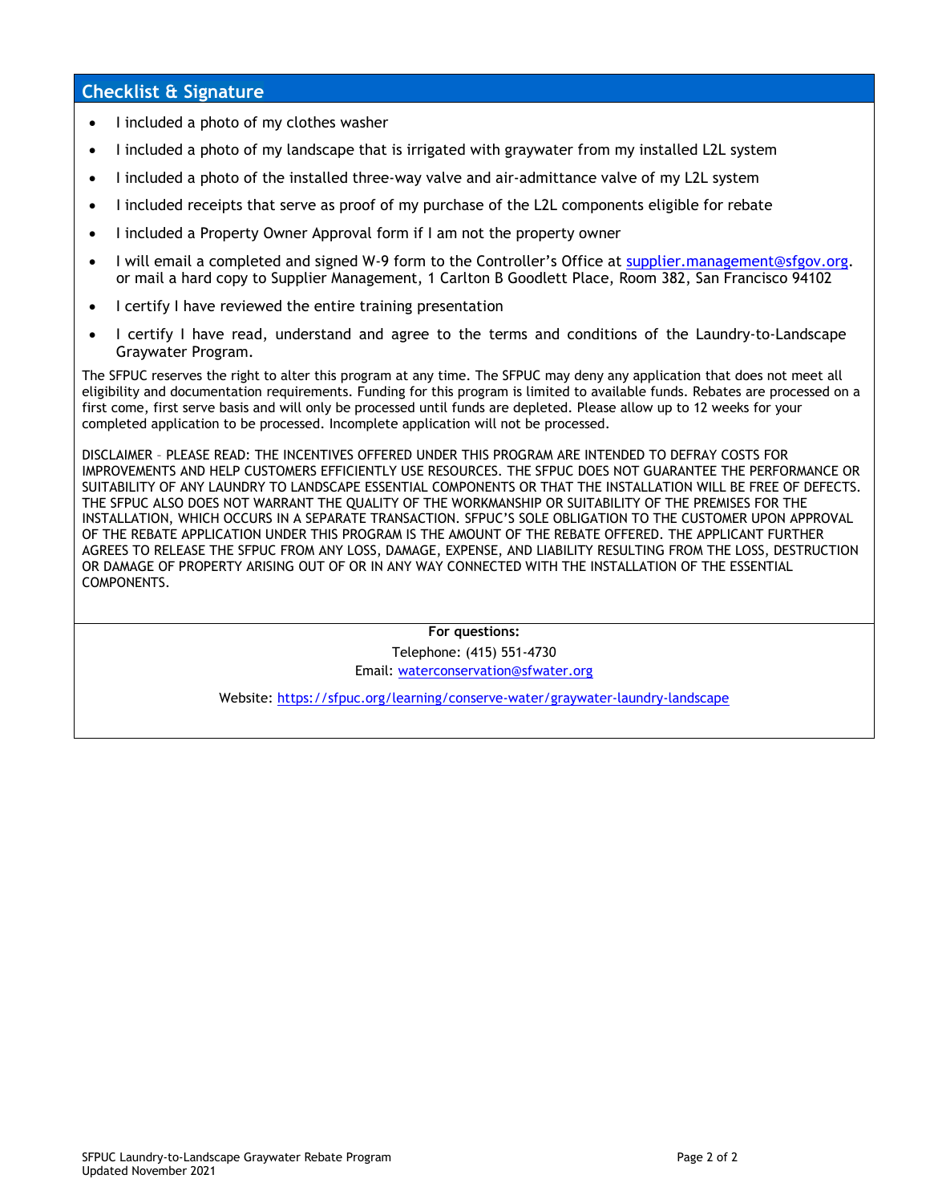## Checklist & Signature

- I included a photo of my clothes washer
- I included a photo of my landscape that is irrigated with graywater from my installed L2L system
- I included a photo of the installed three-way valve and air-admittance valve of my L2L system
- I included receipts that serve as proof of my purchase of the L2L components eligible for rebate
- I included a Property Owner Approval form if I am not the property owner
- I will email a completed and signed W-9 form to the Controller's Office at supplier.management@sfgov.org. or mail a hard copy to Supplier Management, 1 Carlton B Goodlett Place, Room 382, San Francisco 94102
- I certify I have reviewed the entire training presentation
- I certify I have read, understand and agree to the terms and conditions of the Laundry-to-Landscape Graywater Program.

The SFPUC reserves the right to alter this program at any time. The SFPUC may deny any application that does not meet all eligibility and documentation requirements. Funding for this program is limited to available funds. Rebates are processed on a first come, first serve basis and will only be processed until funds are depleted. Please allow up to 12 weeks for your completed application to be processed. Incomplete application will not be processed.

DISCLAIMER – PLEASE READ: THE INCENTIVES OFFERED UNDER THIS PROGRAM ARE INTENDED TO DEFRAY COSTS FOR IMPROVEMENTS AND HELP CUSTOMERS EFFICIENTLY USE RESOURCES. THE SFPUC DOES NOT GUARANTEE THE PERFORMANCE OR SUITABILITY OF ANY LAUNDRY TO LANDSCAPE ESSENTIAL COMPONENTS OR THAT THE INSTALLATION WILL BE FREE OF DEFECTS. THE SFPUC ALSO DOES NOT WARRANT THE QUALITY OF THE WORKMANSHIP OR SUITABILITY OF THE PREMISES FOR THE INSTALLATION, WHICH OCCURS IN A SEPARATE TRANSACTION. SFPUC'S SOLE OBLIGATION TO THE CUSTOMER UPON APPROVAL OF THE REBATE APPLICATION UNDER THIS PROGRAM IS THE AMOUNT OF THE REBATE OFFERED. THE APPLICANT FURTHER AGREES TO RELEASE THE SFPUC FROM ANY LOSS, DAMAGE, EXPENSE, AND LIABILITY RESULTING FROM THE LOSS, DESTRUCTION OR DAMAGE OF PROPERTY ARISING OUT OF OR IN ANY WAY CONNECTED WITH THE INSTALLATION OF THE ESSENTIAL COMPONENTS.

**For questions:**

Telephone: (415) 551-4730

Email: waterconservation@sfwater.org

Website: https://sfpuc.org/learning/conserve-water/graywater-laundry-landscape